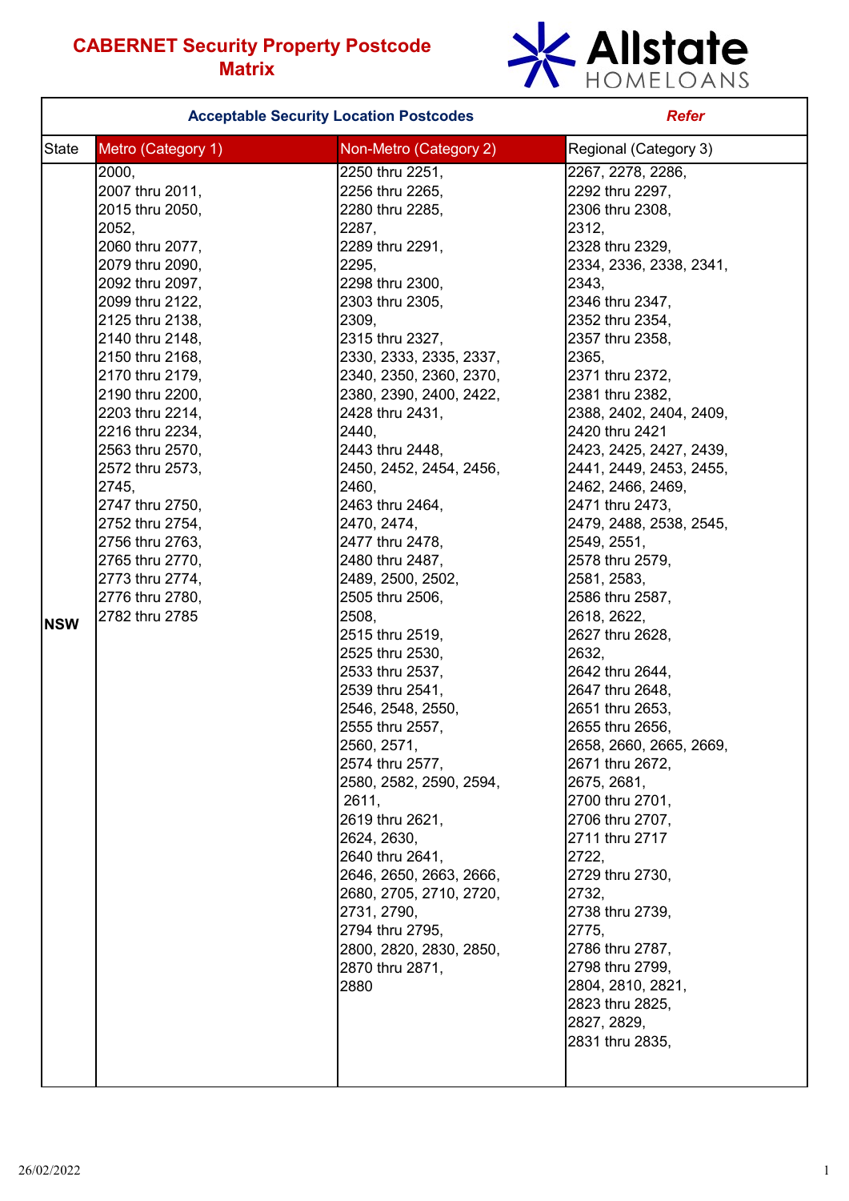# CABERNET Security Property Postcode Matrix

Allstate HOMELOANS

| | Acceptable Security Location Postcodes | | *Refer* |
|---|---|---|---|
| State | Metro (Category 1) | Non-Metro (Category 2) | Regional (Category 3) |
| **NSW** | 2000, 2007 thru 2011, 2015 thru 2050, 2052, 2060 thru 2077, 2079 thru 2090, 2092 thru 2097, 2099 thru 2122, 2125 thru 2138, 2140 thru 2148, 2150 thru 2168, 2170 thru 2179, 2190 thru 2200, 2203 thru 2214, 2216 thru 2234, 2563 thru 2570, 2572 thru 2573, 2745, 2747 thru 2750, 2752 thru 2754, 2756 thru 2763, 2765 thru 2770, 2773 thru 2774, 2776 thru 2780, 2782 thru 2785 | 2250 thru 2251, 2256 thru 2265, 2280 thru 2285, 2287, 2289 thru 2291, 2295, 2298 thru 2300, 2303 thru 2305, 2309, 2315 thru 2327, 2330, 2333, 2335, 2337, 2340, 2350, 2360, 2370, 2380, 2390, 2400, 2422, 2428 thru 2431, 2440, 2443 thru 2448, 2450, 2452, 2454, 2456, 2460, 2463 thru 2464, 2470, 2474, 2477 thru 2478, 2480 thru 2487, 2489, 2500, 2502, 2505 thru 2506, 2508, 2515 thru 2519, 2525 thru 2530, 2533 thru 2537, 2539 thru 2541, 2546, 2548, 2550, 2555 thru 2557, 2560, 2571, 2574 thru 2577, 2580, 2582, 2590, 2594, 2611, 2619 thru 2621, 2624, 2630, 2640 thru 2641, 2646, 2650, 2663, 2666, 2680, 2705, 2710, 2720, 2731, 2790, 2794 thru 2795, 2800, 2820, 2830, 2850, 2870 thru 2871, 2880 | 2267, 2278, 2286, 2292 thru 2297, 2306 thru 2308, 2312, 2328 thru 2329, 2334, 2336, 2338, 2341, 2343, 2346 thru 2347, 2352 thru 2354, 2357 thru 2358, 2365, 2371 thru 2372, 2381 thru 2382, 2388, 2402, 2404, 2409, 2420 thru 2421 2423, 2425, 2427, 2439, 2441, 2449, 2453, 2455, 2462, 2466, 2469, 2471 thru 2473, 2479, 2488, 2538, 2545, 2549, 2551, 2578 thru 2579, 2581, 2583, 2586 thru 2587, 2618, 2622, 2627 thru 2628, 2632, 2642 thru 2644, 2647 thru 2648, 2651 thru 2653, 2655 thru 2656, 2658, 2660, 2665, 2669, 2671 thru 2672, 2675, 2681, 2700 thru 2701, 2706 thru 2707, 2711 thru 2717 2722, 2729 thru 2730, 2732, 2738 thru 2739, 2775, 2786 thru 2787, 2798 thru 2799, 2804, 2810, 2821, 2823 thru 2825, 2827, 2829, 2831 thru 2835, |

26/02/2022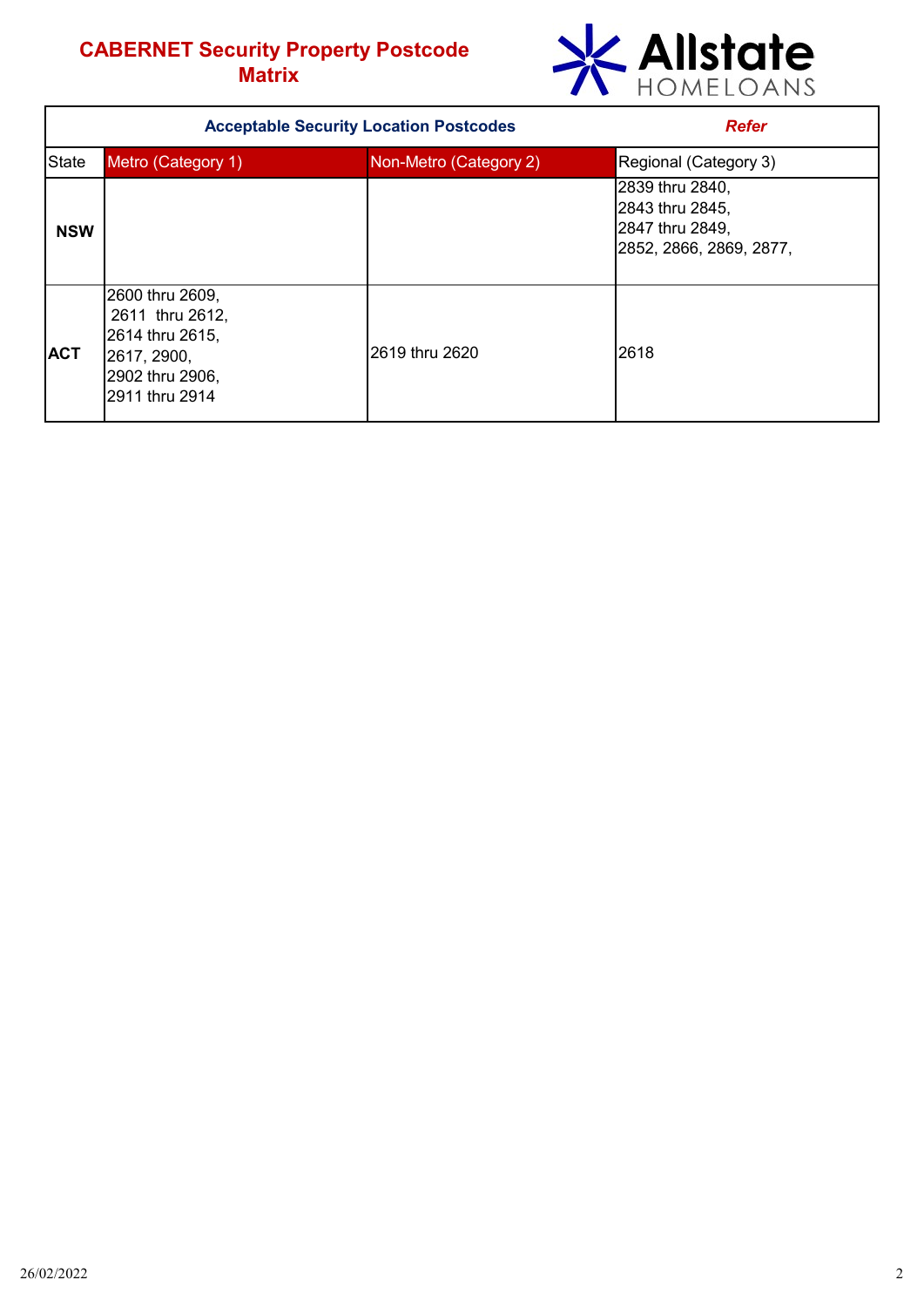# CABERNET Security Property Postcode Matrix

| Acceptable Security Location Postcodes | | | Refer |
|---|---|---|---|
| State | Metro (Category 1) | Non-Metro (Category 2) | Regional (Category 3) |
| **NSW** | | | 2839 thru 2840, 2843 thru 2845, 2847 thru 2849, 2852, 2866, 2869, 2877, |
| **ACT** | 2600 thru 2609, 2611 thru 2612, 2614 thru 2615, 2617, 2900, 2902 thru 2906, 2911 thru 2914 | 2619 thru 2620 | 2618 |

26/02/2022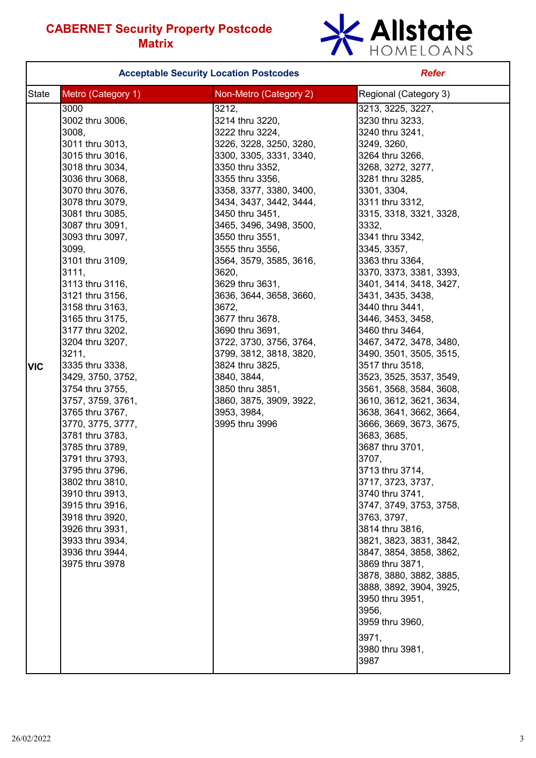# CABERNET Security Property Postcode Matrix

| Acceptable Security Location Postcodes | | | Refer |
|---|---|---|---|
| State | Metro (Category 1) | Non-Metro (Category 2) | Regional (Category 3) |
| VIC | 3000<br>3002 thru 3006,<br>3008,<br>3011 thru 3013,<br>3015 thru 3016,<br>3018 thru 3034,<br>3036 thru 3068,<br>3070 thru 3076,<br>3078 thru 3079,<br>3081 thru 3085,<br>3087 thru 3091,<br>3093 thru 3097,<br>3099,<br>3101 thru 3109,<br>3111,<br>3113 thru 3116,<br>3121 thru 3156,<br>3158 thru 3163,<br>3165 thru 3175,<br>3177 thru 3202,<br>3204 thru 3207,<br>3211,<br>3335 thru 3338,<br>3429, 3750, 3752,<br>3754 thru 3755,<br>3757, 3759, 3761,<br>3765 thru 3767,<br>3770, 3775, 3777,<br>3781 thru 3783,<br>3785 thru 3789,<br>3791 thru 3793,<br>3795 thru 3796,<br>3802 thru 3810,<br>3910 thru 3913,<br>3915 thru 3916,<br>3918 thru 3920,<br>3926 thru 3931,<br>3933 thru 3934,<br>3936 thru 3944,<br>3975 thru 3978 | 3212,<br>3214 thru 3220,<br>3222 thru 3224,<br>3226, 3228, 3250, 3280,<br>3300, 3305, 3331, 3340,<br>3350 thru 3352,<br>3355 thru 3356,<br>3358, 3377, 3380, 3400,<br>3434, 3437, 3442, 3444,<br>3450 thru 3451,<br>3465, 3496, 3498, 3500,<br>3550 thru 3551,<br>3555 thru 3556,<br>3564, 3579, 3585, 3616,<br>3620,<br>3629 thru 3631,<br>3636, 3644, 3658, 3660,<br>3672,<br>3677 thru 3678,<br>3690 thru 3691,<br>3722, 3730, 3756, 3764,<br>3799, 3812, 3818, 3820,<br>3824 thru 3825,<br>3840, 3844,<br>3850 thru 3851,<br>3860, 3875, 3909, 3922,<br>3953, 3984,<br>3995 thru 3996 | 3213, 3225, 3227,<br>3230 thru 3233,<br>3240 thru 3241,<br>3249, 3260,<br>3264 thru 3266,<br>3268, 3272, 3277,<br>3281 thru 3285,<br>3301, 3304,<br>3311 thru 3312,<br>3315, 3318, 3321, 3328,<br>3332,<br>3341 thru 3342,<br>3345, 3357,<br>3363 thru 3364,<br>3370, 3373, 3381, 3393,<br>3401, 3414, 3418, 3427,<br>3431, 3435, 3438,<br>3440 thru 3441,<br>3446, 3453, 3458,<br>3460 thru 3464,<br>3467, 3472, 3478, 3480,<br>3490, 3501, 3505, 3515,<br>3517 thru 3518,<br>3523, 3525, 3537, 3549,<br>3561, 3568, 3584, 3608,<br>3610, 3612, 3621, 3634,<br>3638, 3641, 3662, 3664,<br>3666, 3669, 3673, 3675,<br>3683, 3685,<br>3687 thru 3701,<br>3707,<br>3713 thru 3714,<br>3717, 3723, 3737,<br>3740 thru 3741,<br>3747, 3749, 3753, 3758,<br>3763, 3797,<br>3814 thru 3816,<br>3821, 3823, 3831, 3842,<br>3847, 3854, 3858, 3862,<br>3869 thru 3871,<br>3878, 3880, 3882, 3885,<br>3888, 3892, 3904, 3925,<br>3950 thru 3951,<br>3956,<br>3959 thru 3960,<br>3971,<br>3980 thru 3981,<br>3987 |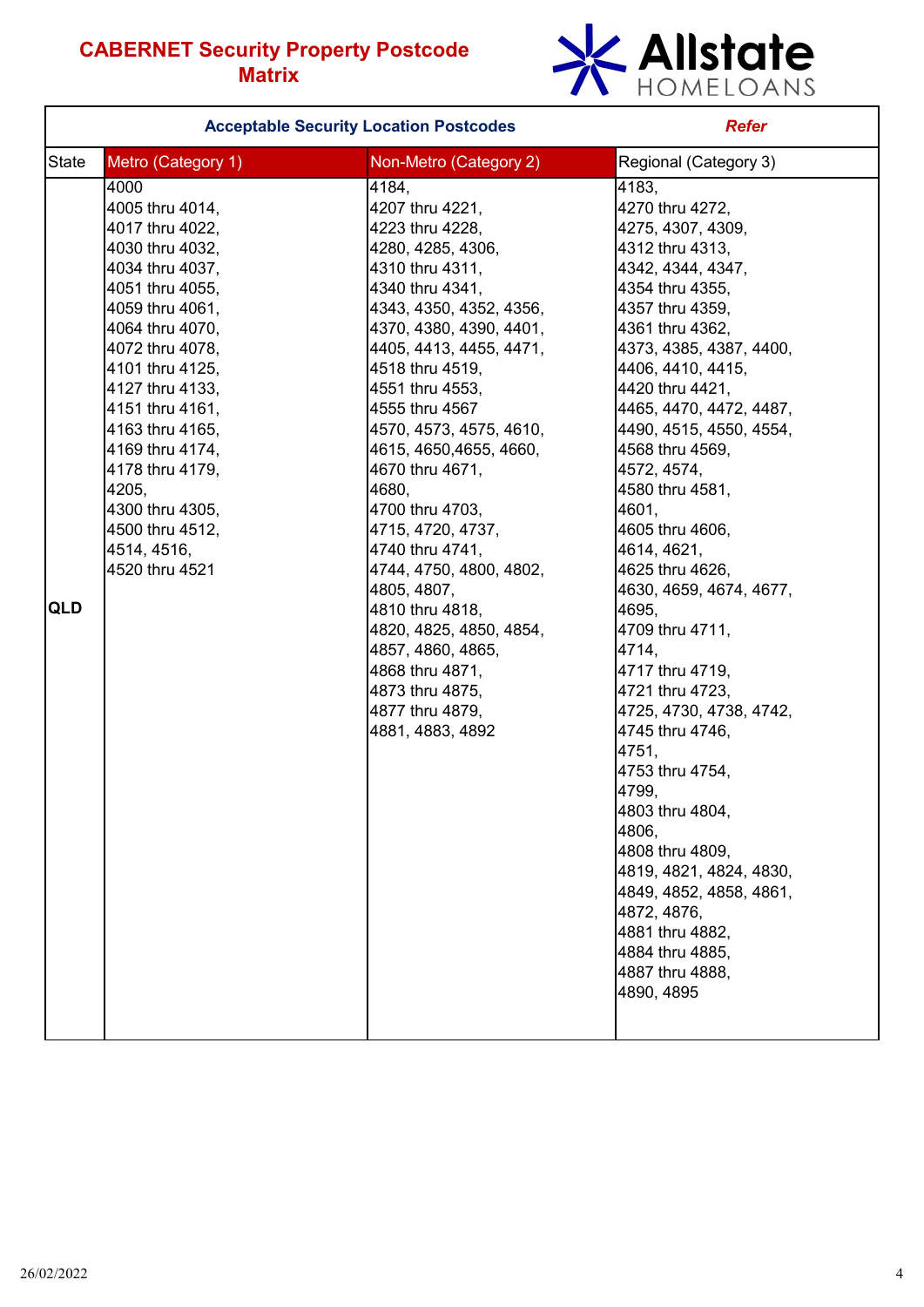# CABERNET Security Property Postcode Matrix

Allstate HOMELOANS

| | Acceptable Security Location Postcodes | | Refer |
|---|---|---|---|
| State | Metro (Category 1) | Non-Metro (Category 2) | Regional (Category 3) |
| QLD | 4000<br>4005 thru 4014,<br>4017 thru 4022,<br>4030 thru 4032,<br>4034 thru 4037,<br>4051 thru 4055,<br>4059 thru 4061,<br>4064 thru 4070,<br>4072 thru 4078,<br>4101 thru 4125,<br>4127 thru 4133,<br>4151 thru 4161,<br>4163 thru 4165,<br>4169 thru 4174,<br>4178 thru 4179,<br>4205,<br>4300 thru 4305,<br>4500 thru 4512,<br>4514, 4516,<br>4520 thru 4521 | 4184,<br>4207 thru 4221,<br>4223 thru 4228,<br>4280, 4285, 4306,<br>4310 thru 4311,<br>4340 thru 4341,<br>4343, 4350, 4352, 4356,<br>4370, 4380, 4390, 4401,<br>4405, 4413, 4455, 4471,<br>4518 thru 4519,<br>4551 thru 4553,<br>4555 thru 4567<br>4570, 4573, 4575, 4610,<br>4615, 4650,4655, 4660,<br>4670 thru 4671,<br>4680,<br>4700 thru 4703,<br>4715, 4720, 4737,<br>4740 thru 4741,<br>4744, 4750, 4800, 4802,<br>4805, 4807,<br>4810 thru 4818,<br>4820, 4825, 4850, 4854,<br>4857, 4860, 4865,<br>4868 thru 4871,<br>4873 thru 4875,<br>4877 thru 4879,<br>4881, 4883, 4892 | 4183,<br>4270 thru 4272,<br>4275, 4307, 4309,<br>4312 thru 4313,<br>4342, 4344, 4347,<br>4354 thru 4355,<br>4357 thru 4359,<br>4361 thru 4362,<br>4373, 4385, 4387, 4400,<br>4406, 4410, 4415,<br>4420 thru 4421,<br>4465, 4470, 4472, 4487,<br>4490, 4515, 4550, 4554,<br>4568 thru 4569,<br>4572, 4574,<br>4580 thru 4581,<br>4601,<br>4605 thru 4606,<br>4614, 4621,<br>4625 thru 4626,<br>4630, 4659, 4674, 4677,<br>4695,<br>4709 thru 4711,<br>4714,<br>4717 thru 4719,<br>4721 thru 4723,<br>4725, 4730, 4738, 4742,<br>4745 thru 4746,<br>4751,<br>4753 thru 4754,<br>4799,<br>4803 thru 4804,<br>4806,<br>4808 thru 4809,<br>4819, 4821, 4824, 4830,<br>4849, 4852, 4858, 4861,<br>4872, 4876,<br>4881 thru 4882,<br>4884 thru 4885,<br>4887 thru 4888,<br>4890, 4895 |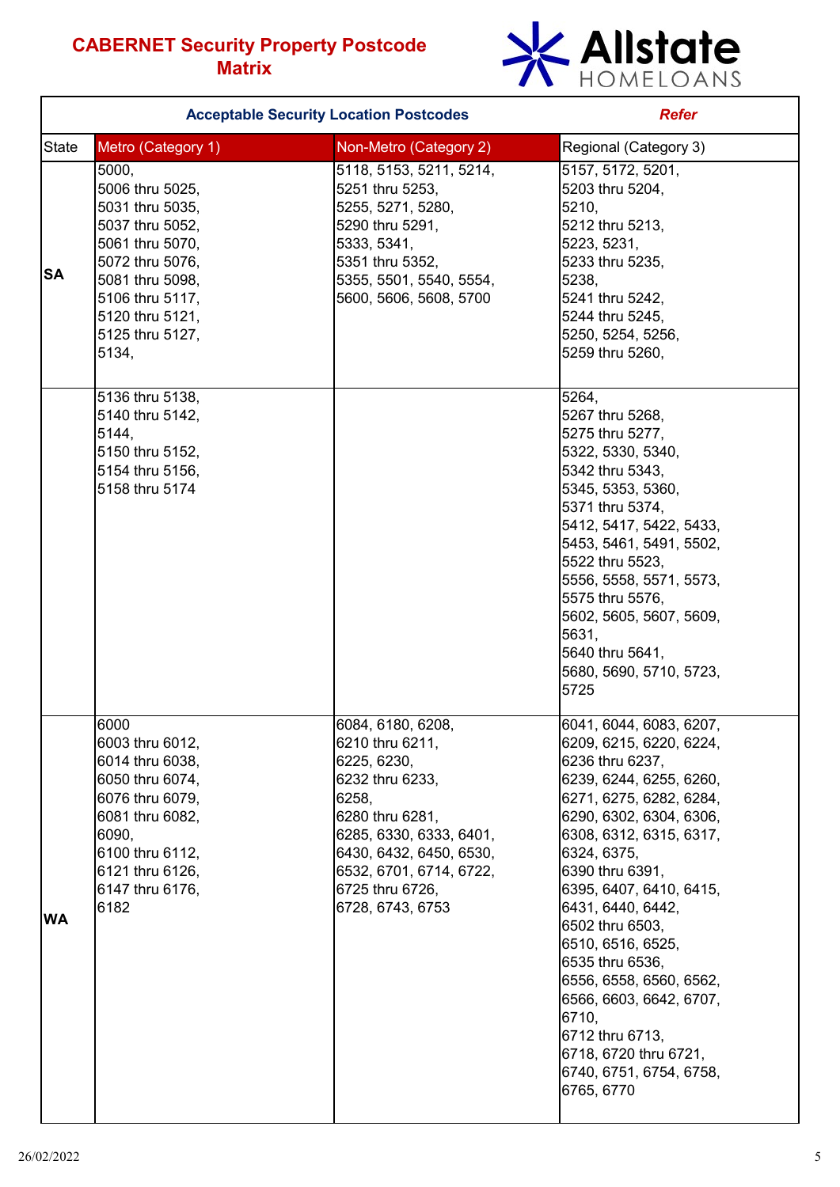# CABERNET Security Property Postcode Matrix

Allstate HOMELOANS

| Acceptable Security Location Postcodes | | | *Refer* |
|---|---|---|---|
| State | Metro (Category 1) | Non-Metro (Category 2) | Regional (Category 3) |
| **SA** | 5000, 5006 thru 5025, 5031 thru 5035, 5037 thru 5052, 5061 thru 5070, 5072 thru 5076, 5081 thru 5098, 5106 thru 5117, 5120 thru 5121, 5125 thru 5127, 5134, | 5118, 5153, 5211, 5214, 5251 thru 5253, 5255, 5271, 5280, 5290 thru 5291, 5333, 5341, 5351 thru 5352, 5355, 5501, 5540, 5554, 5600, 5606, 5608, 5700 | 5157, 5172, 5201, 5203 thru 5204, 5210, 5212 thru 5213, 5223, 5231, 5233 thru 5235, 5238, 5241 thru 5242, 5244 thru 5245, 5250, 5254, 5256, 5259 thru 5260, |
| | 5136 thru 5138, 5140 thru 5142, 5144, 5150 thru 5152, 5154 thru 5156, 5158 thru 5174 | | 5264, 5267 thru 5268, 5275 thru 5277, 5322, 5330, 5340, 5342 thru 5343, 5345, 5353, 5360, 5371 thru 5374, 5412, 5417, 5422, 5433, 5453, 5461, 5491, 5502, 5522 thru 5523, 5556, 5558, 5571, 5573, 5575 thru 5576, 5602, 5605, 5607, 5609, 5631, 5640 thru 5641, 5680, 5690, 5710, 5723, 5725 |
| **WA** | 6000 6003 thru 6012, 6014 thru 6038, 6050 thru 6074, 6076 thru 6079, 6081 thru 6082, 6090, 6100 thru 6112, 6121 thru 6126, 6147 thru 6176, 6182 | 6084, 6180, 6208, 6210 thru 6211, 6225, 6230, 6232 thru 6233, 6258, 6280 thru 6281, 6285, 6330, 6333, 6401, 6430, 6432, 6450, 6530, 6532, 6701, 6714, 6722, 6725 thru 6726, 6728, 6743, 6753 | 6041, 6044, 6083, 6207, 6209, 6215, 6220, 6224, 6236 thru 6237, 6239, 6244, 6255, 6260, 6271, 6275, 6282, 6284, 6290, 6302, 6304, 6306, 6308, 6312, 6315, 6317, 6324, 6375, 6390 thru 6391, 6395, 6407, 6410, 6415, 6431, 6440, 6442, 6502 thru 6503, 6510, 6516, 6525, 6535 thru 6536, 6556, 6558, 6560, 6562, 6566, 6603, 6642, 6707, 6710, 6712 thru 6713, 6718, 6720 thru 6721, 6740, 6751, 6754, 6758, 6765, 6770 |

26/02/2022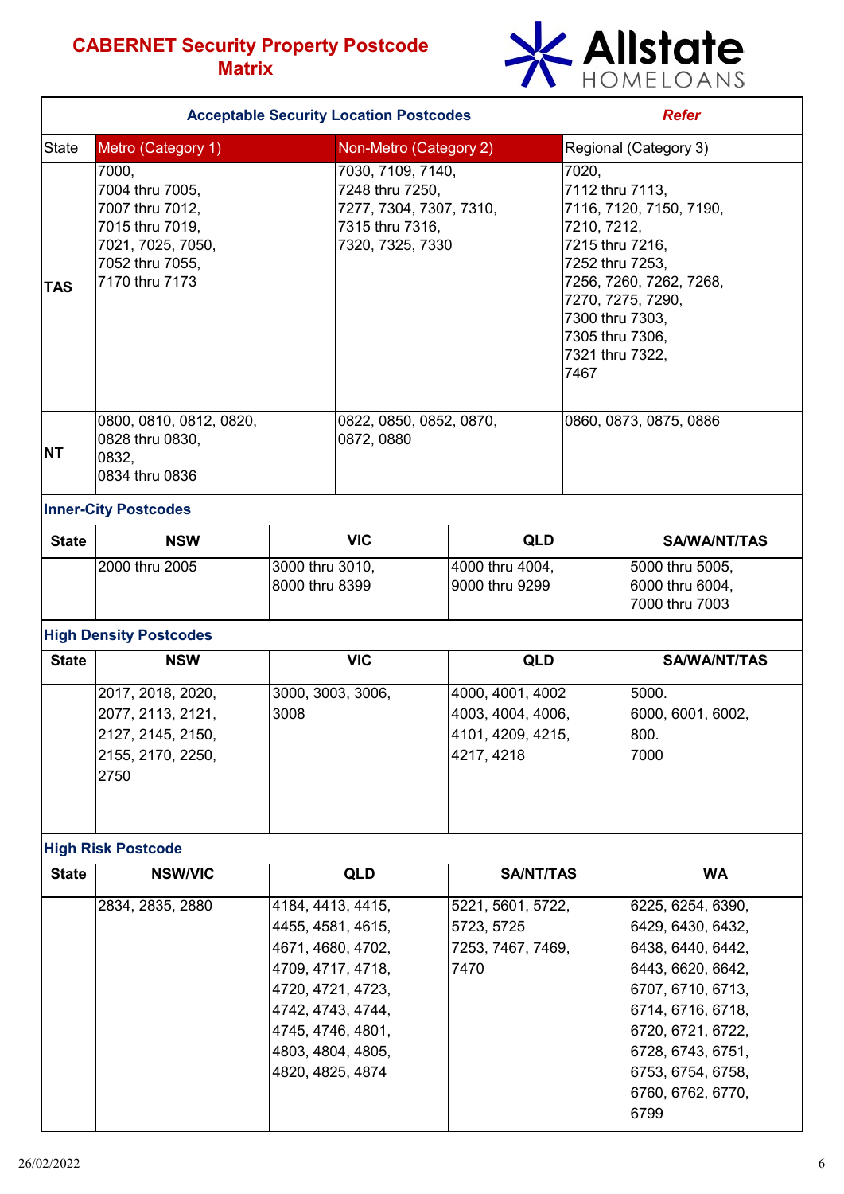# CABERNET Security Property Postcode Matrix

Allstate HOMELOANS

| Acceptable Security Location Postcodes | | | *Refer* |
|---|---|---|---|
| State | Metro (Category 1) | Non-Metro (Category 2) | Regional (Category 3) |
| **TAS** | 7000, 7004 thru 7005, 7007 thru 7012, 7015 thru 7019, 7021, 7025, 7050, 7052 thru 7055, 7170 thru 7173 | 7030, 7109, 7140, 7248 thru 7250, 7277, 7304, 7307, 7310, 7315 thru 7316, 7320, 7325, 7330 | 7020, 7112 thru 7113, 7116, 7120, 7150, 7190, 7210, 7212, 7215 thru 7216, 7252 thru 7253, 7256, 7260, 7262, 7268, 7270, 7275, 7290, 7300 thru 7303, 7305 thru 7306, 7321 thru 7322, 7467 |
| **NT** | 0800, 0810, 0812, 0820, 0828 thru 0830, 0832, 0834 thru 0836 | 0822, 0850, 0852, 0870, 0872, 0880 | 0860, 0873, 0875, 0886 |

**Inner-City Postcodes**

| State | NSW | VIC | QLD | SA/WA/NT/TAS |
|---|---|---|---|---|
| | 2000 thru 2005 | 3000 thru 3010, 8000 thru 8399 | 4000 thru 4004, 9000 thru 9299 | 5000 thru 5005, 6000 thru 6004, 7000 thru 7003 |

**High Density Postcodes**

| State | NSW | VIC | QLD | SA/WA/NT/TAS |
|---|---|---|---|---|
| | 2017, 2018, 2020, 2077, 2113, 2121, 2127, 2145, 2150, 2155, 2170, 2250, 2750 | 3000, 3003, 3006, 3008 | 4000, 4001, 4002 4003, 4004, 4006, 4101, 4209, 4215, 4217, 4218 | 5000. 6000, 6001, 6002, 800. 7000 |

**High Risk Postcode**

| State | NSW/VIC | QLD | SA/NT/TAS | WA |
|---|---|---|---|---|
| | 2834, 2835, 2880 | 4184, 4413, 4415, 4455, 4581, 4615, 4671, 4680, 4702, 4709, 4717, 4718, 4720, 4721, 4723, 4742, 4743, 4744, 4745, 4746, 4801, 4803, 4804, 4805, 4820, 4825, 4874 | 5221, 5601, 5722, 5723, 5725 7253, 7467, 7469, 7470 | 6225, 6254, 6390, 6429, 6430, 6432, 6438, 6440, 6442, 6443, 6620, 6642, 6707, 6710, 6713, 6714, 6716, 6718, 6720, 6721, 6722, 6728, 6743, 6751, 6753, 6754, 6758, 6760, 6762, 6770, 6799 |

26/02/2022